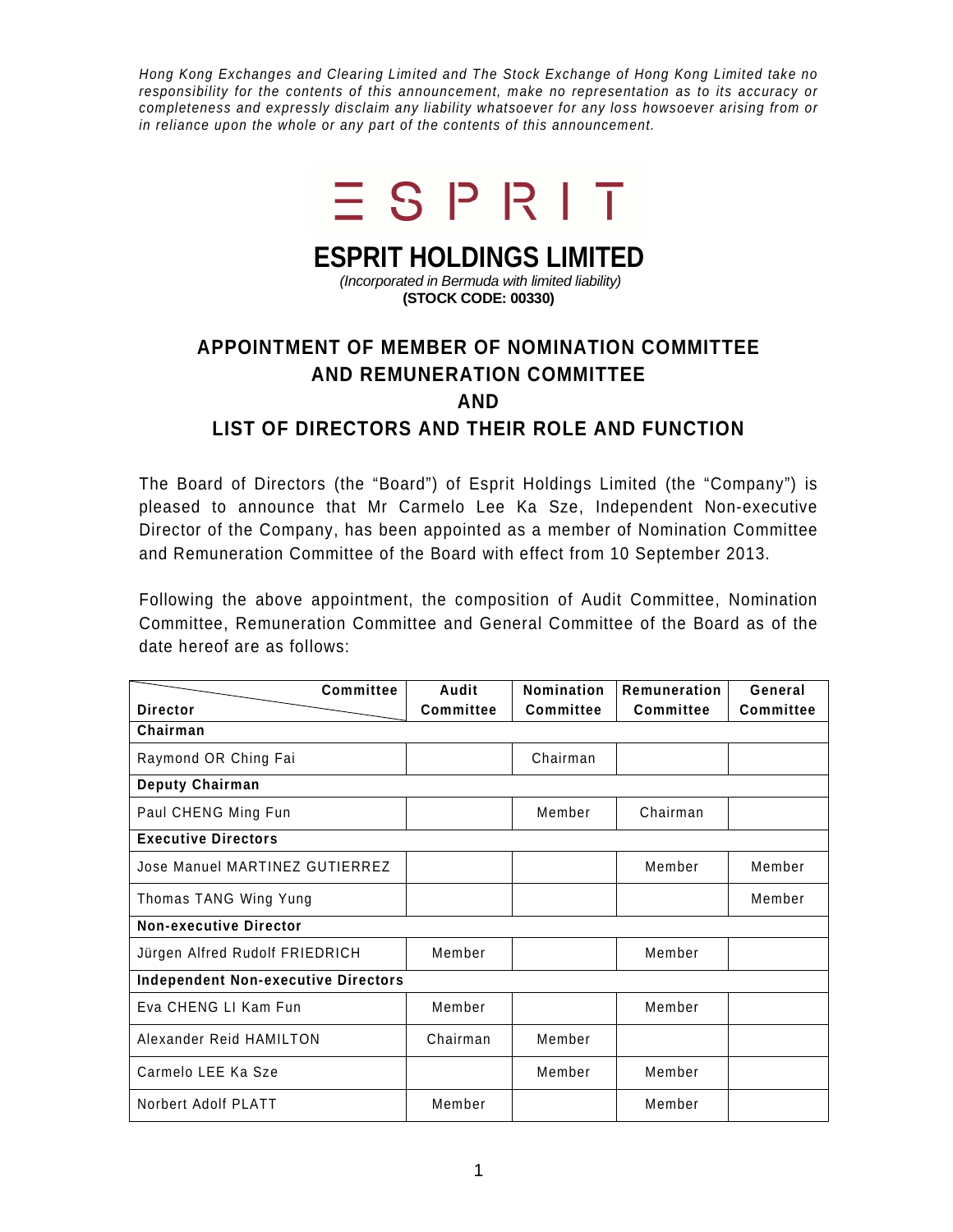*Hong Kong Exchanges and Clearing Limited and The Stock Exchange of Hong Kong Limited take no responsibility for the contents of this announcement, make no representation as to its accuracy or completeness and expressly disclaim any liability whatsoever for any loss howsoever arising from or in reliance upon the whole or any part of the contents of this announcement.*

ESPRIT

# ESPRIT HOLDINGS LIMITED

*(Incorporated in Bermuda with limited liability)*

**(STOCK CODE: 00330)**

## APPOINTMENT OF MEMBER OF NOMINATION COMMITTEE AND REMUNERATION COMMITTEE AND LIST OF DIRECTORS AND THEIR ROLE AND FUNCTION

The Board of Directors (the "Board") of Esprit Holdings Limited (the "Company") is pleased to announce that Mr Carmelo Lee Ka Sze, Independent Non-executive Director of the Company, has been appointed as a member of Nomination Committee and Remuneration Committee of the Board with effect from 10 September 2013.

Following the above appointment, the composition of Audit Committee, Nomination Committee, Remuneration Committee and General Committee of the Board as of the date hereof are as follows:

| Director \ Committee | Audit Committee | Nomination Committee | Remuneration Committee | General Committee |
|---|---|---|---|---|
| **Chairman** | | | | |
| Raymond OR Ching Fai | | Chairman | | |
| **Deputy Chairman** | | | | |
| Paul CHENG Ming Fun | | Member | Chairman | |
| **Executive Directors** | | | | |
| Jose Manuel MARTINEZ GUTIERREZ | | | Member | Member |
| Thomas TANG Wing Yung | | | | Member |
| **Non-executive Director** | | | | |
| Jürgen Alfred Rudolf FRIEDRICH | Member | | Member | |
| **Independent Non-executive Directors** | | | | |
| Eva CHENG LI Kam Fun | Member | | Member | |
| Alexander Reid HAMILTON | Chairman | Member | | |
| Carmelo LEE Ka Sze | | Member | Member | |
| Norbert Adolf PLATT | Member | | Member | |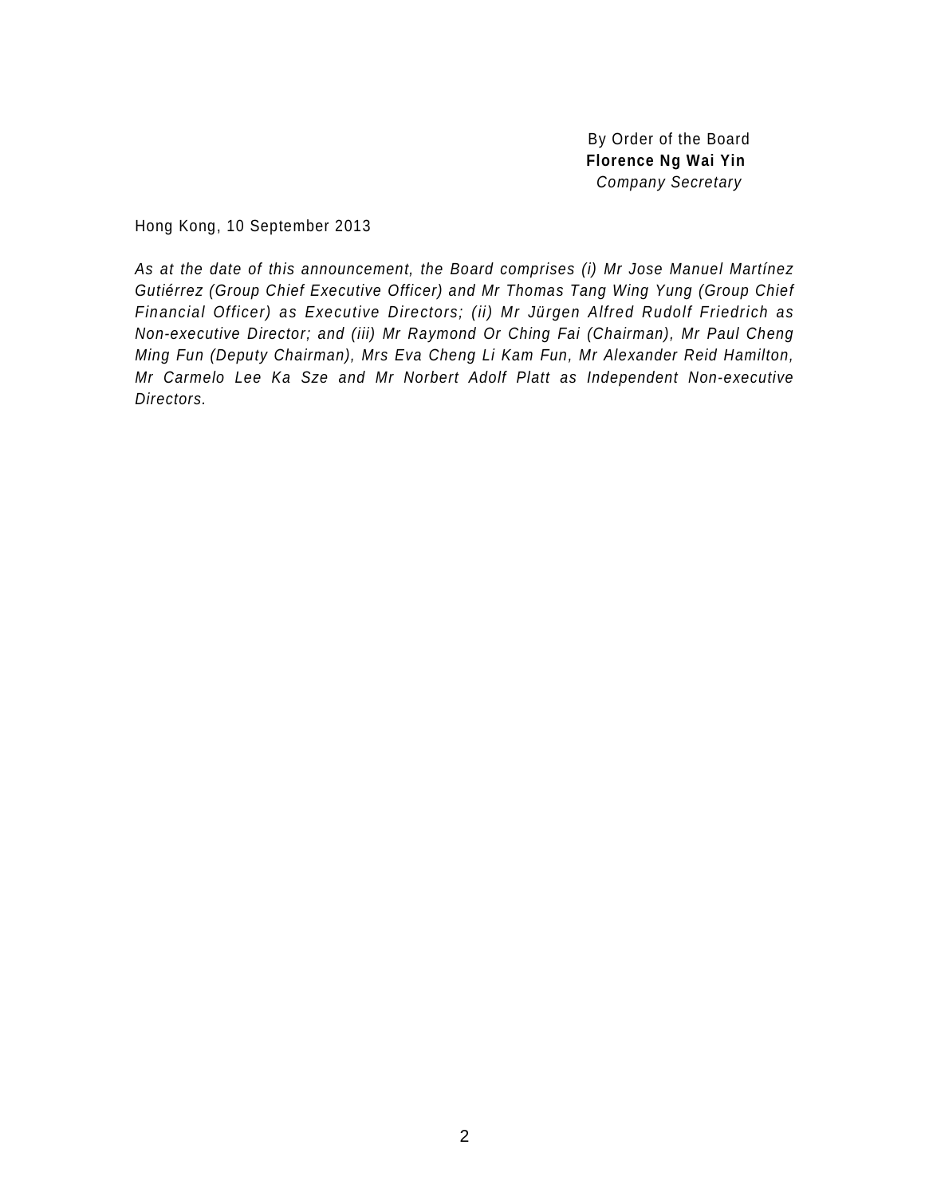By Order of the Board
**Florence Ng Wai Yin**
*Company Secretary*

Hong Kong, 10 September 2013

*As at the date of this announcement, the Board comprises (i) Mr Jose Manuel Martínez Gutiérrez (Group Chief Executive Officer) and Mr Thomas Tang Wing Yung (Group Chief Financial Officer) as Executive Directors; (ii) Mr Jürgen Alfred Rudolf Friedrich as Non-executive Director; and (iii) Mr Raymond Or Ching Fai (Chairman), Mr Paul Cheng Ming Fun (Deputy Chairman), Mrs Eva Cheng Li Kam Fun, Mr Alexander Reid Hamilton, Mr Carmelo Lee Ka Sze and Mr Norbert Adolf Platt as Independent Non-executive Directors.*